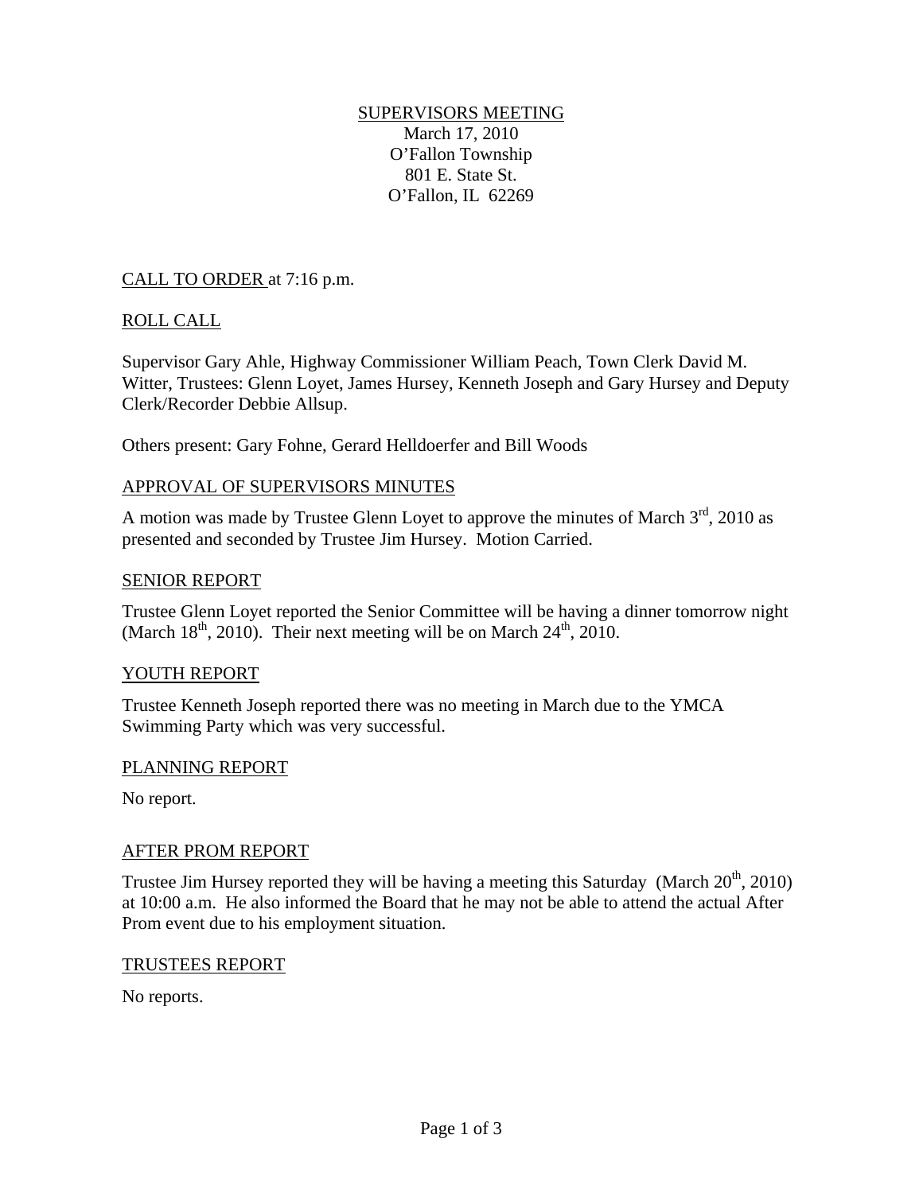# SUPERVISORS MEETING

March 17, 2010
O'Fallon Township
801 E. State St.
O'Fallon, IL 62269

## CALL TO ORDER at 7:16 p.m.

## ROLL CALL

Supervisor Gary Ahle, Highway Commissioner William Peach, Town Clerk David M. Witter, Trustees: Glenn Loyet, James Hursey, Kenneth Joseph and Gary Hursey and Deputy Clerk/Recorder Debbie Allsup.

Others present: Gary Fohne, Gerard Helldoerfer and Bill Woods

## APPROVAL OF SUPERVISORS MINUTES

A motion was made by Trustee Glenn Loyet to approve the minutes of March 3rd, 2010 as presented and seconded by Trustee Jim Hursey. Motion Carried.

## SENIOR REPORT

Trustee Glenn Loyet reported the Senior Committee will be having a dinner tomorrow night (March 18th, 2010). Their next meeting will be on March 24th, 2010.

## YOUTH REPORT

Trustee Kenneth Joseph reported there was no meeting in March due to the YMCA Swimming Party which was very successful.

## PLANNING REPORT

No report.

## AFTER PROM REPORT

Trustee Jim Hursey reported they will be having a meeting this Saturday (March 20th, 2010) at 10:00 a.m. He also informed the Board that he may not be able to attend the actual After Prom event due to his employment situation.

## TRUSTEES REPORT

No reports.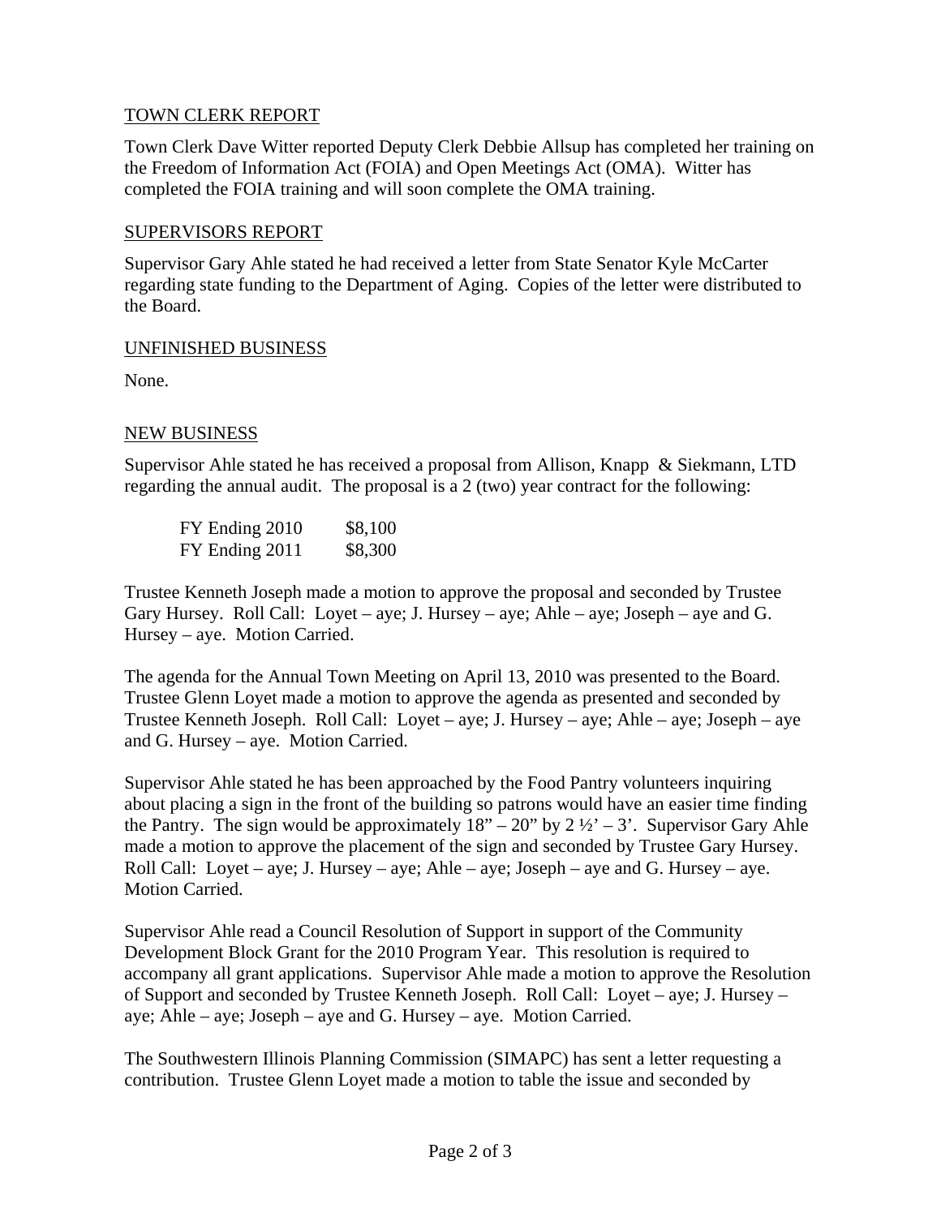## TOWN CLERK REPORT

Town Clerk Dave Witter reported Deputy Clerk Debbie Allsup has completed her training on the Freedom of Information Act (FOIA) and Open Meetings Act (OMA). Witter has completed the FOIA training and will soon complete the OMA training.

## SUPERVISORS REPORT

Supervisor Gary Ahle stated he had received a letter from State Senator Kyle McCarter regarding state funding to the Department of Aging. Copies of the letter were distributed to the Board.

## UNFINISHED BUSINESS

None.

## NEW BUSINESS

Supervisor Ahle stated he has received a proposal from Allison, Knapp & Siekmann, LTD regarding the annual audit. The proposal is a 2 (two) year contract for the following:

| | |
|---|---|
| FY Ending 2010 | \$8,100 |
| FY Ending 2011 | \$8,300 |

Trustee Kenneth Joseph made a motion to approve the proposal and seconded by Trustee Gary Hursey. Roll Call: Loyet – aye; J. Hursey – aye; Ahle – aye; Joseph – aye and G. Hursey – aye. Motion Carried.

The agenda for the Annual Town Meeting on April 13, 2010 was presented to the Board. Trustee Glenn Loyet made a motion to approve the agenda as presented and seconded by Trustee Kenneth Joseph. Roll Call: Loyet – aye; J. Hursey – aye; Ahle – aye; Joseph – aye and G. Hursey – aye. Motion Carried.

Supervisor Ahle stated he has been approached by the Food Pantry volunteers inquiring about placing a sign in the front of the building so patrons would have an easier time finding the Pantry. The sign would be approximately 18" – 20" by 2 ½' – 3'. Supervisor Gary Ahle made a motion to approve the placement of the sign and seconded by Trustee Gary Hursey. Roll Call: Loyet – aye; J. Hursey – aye; Ahle – aye; Joseph – aye and G. Hursey – aye. Motion Carried.

Supervisor Ahle read a Council Resolution of Support in support of the Community Development Block Grant for the 2010 Program Year. This resolution is required to accompany all grant applications. Supervisor Ahle made a motion to approve the Resolution of Support and seconded by Trustee Kenneth Joseph. Roll Call: Loyet – aye; J. Hursey – aye; Ahle – aye; Joseph – aye and G. Hursey – aye. Motion Carried.

The Southwestern Illinois Planning Commission (SIMAPC) has sent a letter requesting a contribution. Trustee Glenn Loyet made a motion to table the issue and seconded by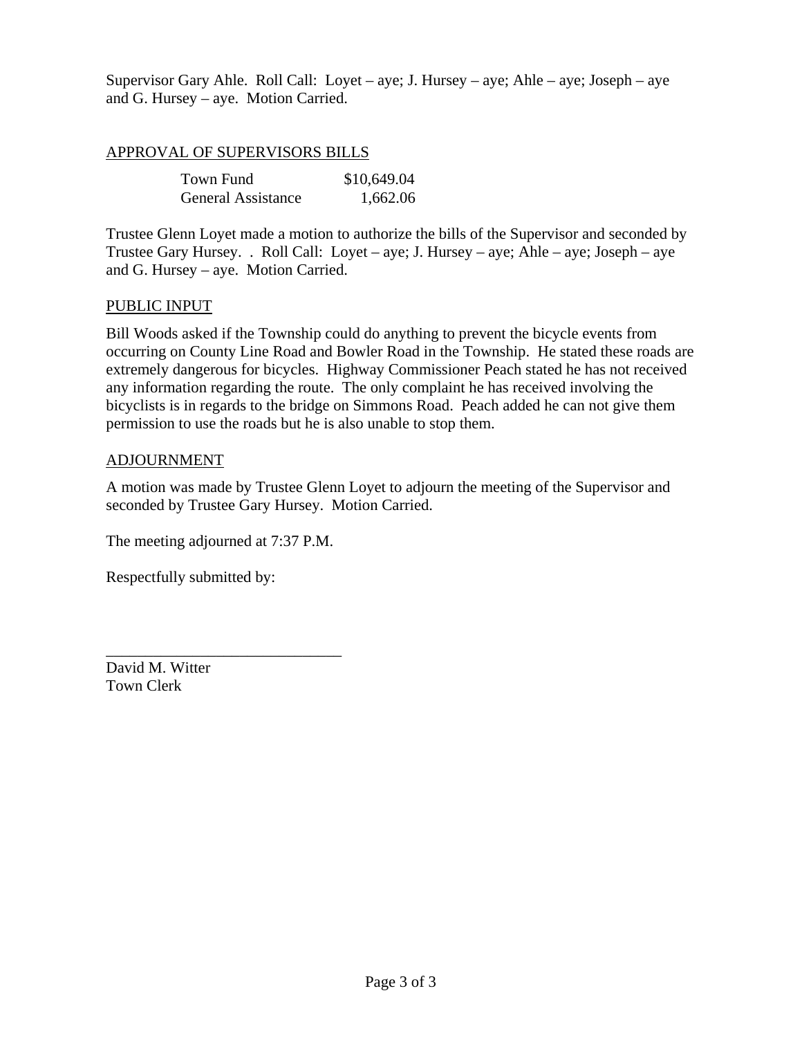Supervisor Gary Ahle. Roll Call: Loyet – aye; J. Hursey – aye; Ahle – aye; Joseph – aye and G. Hursey – aye. Motion Carried.

## APPROVAL OF SUPERVISORS BILLS

| | |
|---|---|
| Town Fund | $10,649.04 |
| General Assistance | 1,662.06 |

Trustee Glenn Loyet made a motion to authorize the bills of the Supervisor and seconded by Trustee Gary Hursey. . Roll Call: Loyet – aye; J. Hursey – aye; Ahle – aye; Joseph – aye and G. Hursey – aye. Motion Carried.

## PUBLIC INPUT

Bill Woods asked if the Township could do anything to prevent the bicycle events from occurring on County Line Road and Bowler Road in the Township. He stated these roads are extremely dangerous for bicycles. Highway Commissioner Peach stated he has not received any information regarding the route. The only complaint he has received involving the bicyclists is in regards to the bridge on Simmons Road. Peach added he can not give them permission to use the roads but he is also unable to stop them.

## ADJOURNMENT

A motion was made by Trustee Glenn Loyet to adjourn the meeting of the Supervisor and seconded by Trustee Gary Hursey. Motion Carried.

The meeting adjourned at 7:37 P.M.

Respectfully submitted by:

______________________________

David M. Witter
Town Clerk